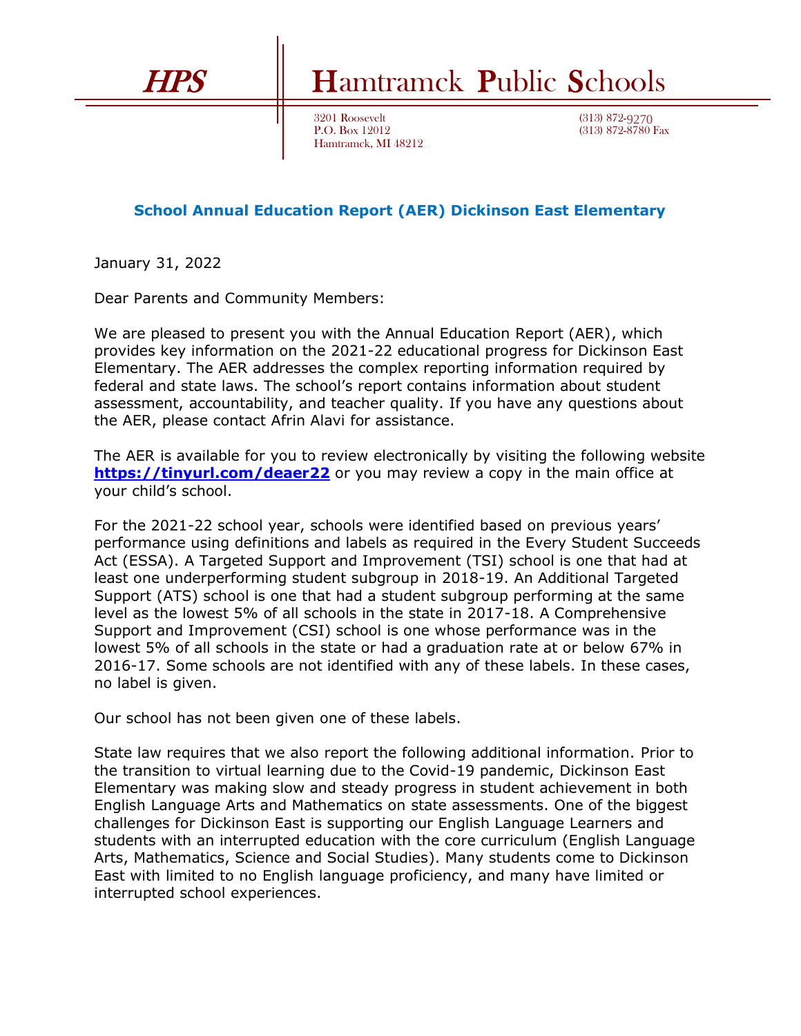**HPS**

# Hamtramck Public Schools

3201 Roosevelt
P.O. Box 12012
Hamtramck, MI 48212

(313) 872-9270
(313) 872-8780 Fax

## School Annual Education Report (AER) Dickinson East Elementary

January 31, 2022

Dear Parents and Community Members:

We are pleased to present you with the Annual Education Report (AER), which provides key information on the 2021-22 educational progress for Dickinson East Elementary. The AER addresses the complex reporting information required by federal and state laws. The school's report contains information about student assessment, accountability, and teacher quality. If you have any questions about the AER, please contact Afrin Alavi for assistance.

The AER is available for you to review electronically by visiting the following website **https://tinyurl.com/deaer22** or you may review a copy in the main office at your child's school.

For the 2021-22 school year, schools were identified based on previous years' performance using definitions and labels as required in the Every Student Succeeds Act (ESSA). A Targeted Support and Improvement (TSI) school is one that had at least one underperforming student subgroup in 2018-19. An Additional Targeted Support (ATS) school is one that had a student subgroup performing at the same level as the lowest 5% of all schools in the state in 2017-18. A Comprehensive Support and Improvement (CSI) school is one whose performance was in the lowest 5% of all schools in the state or had a graduation rate at or below 67% in 2016-17. Some schools are not identified with any of these labels. In these cases, no label is given.

Our school has not been given one of these labels.

State law requires that we also report the following additional information. Prior to the transition to virtual learning due to the Covid-19 pandemic, Dickinson East Elementary was making slow and steady progress in student achievement in both English Language Arts and Mathematics on state assessments. One of the biggest challenges for Dickinson East is supporting our English Language Learners and students with an interrupted education with the core curriculum (English Language Arts, Mathematics, Science and Social Studies). Many students come to Dickinson East with limited to no English language proficiency, and many have limited or interrupted school experiences.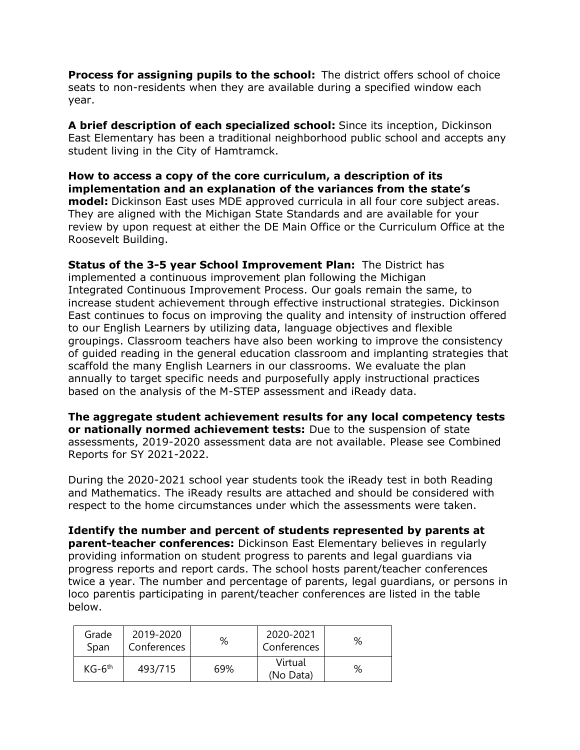**Process for assigning pupils to the school:** The district offers school of choice seats to non-residents when they are available during a specified window each year.

**A brief description of each specialized school:** Since its inception, Dickinson East Elementary has been a traditional neighborhood public school and accepts any student living in the City of Hamtramck.

**How to access a copy of the core curriculum, a description of its implementation and an explanation of the variances from the state's model:** Dickinson East uses MDE approved curricula in all four core subject areas. They are aligned with the Michigan State Standards and are available for your review by upon request at either the DE Main Office or the Curriculum Office at the Roosevelt Building.

**Status of the 3-5 year School Improvement Plan:** The District has implemented a continuous improvement plan following the Michigan Integrated Continuous Improvement Process. Our goals remain the same, to increase student achievement through effective instructional strategies. Dickinson East continues to focus on improving the quality and intensity of instruction offered to our English Learners by utilizing data, language objectives and flexible groupings. Classroom teachers have also been working to improve the consistency of guided reading in the general education classroom and implanting strategies that scaffold the many English Learners in our classrooms. We evaluate the plan annually to target specific needs and purposefully apply instructional practices based on the analysis of the M-STEP assessment and iReady data.

**The aggregate student achievement results for any local competency tests or nationally normed achievement tests:** Due to the suspension of state assessments, 2019-2020 assessment data are not available. Please see Combined Reports for SY 2021-2022.

During the 2020-2021 school year students took the iReady test in both Reading and Mathematics. The iReady results are attached and should be considered with respect to the home circumstances under which the assessments were taken.

**Identify the number and percent of students represented by parents at parent-teacher conferences:** Dickinson East Elementary believes in regularly providing information on student progress to parents and legal guardians via progress reports and report cards. The school hosts parent/teacher conferences twice a year. The number and percentage of parents, legal guardians, or persons in loco parentis participating in parent/teacher conferences are listed in the table below.

| Grade Span | 2019-2020 Conferences | % | 2020-2021 Conferences | % |
|---|---|---|---|---|
| KG-6th | 493/715 | 69% | Virtual (No Data) | % |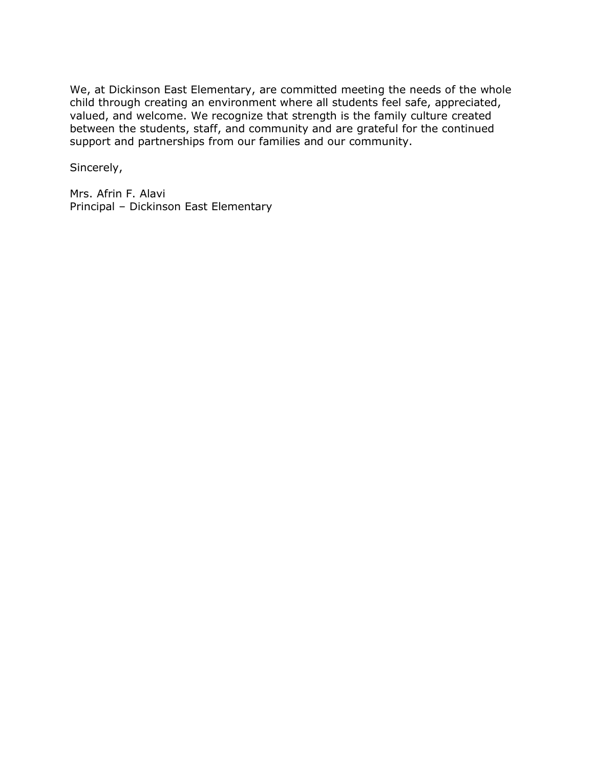We, at Dickinson East Elementary, are committed meeting the needs of the whole child through creating an environment where all students feel safe, appreciated, valued, and welcome. We recognize that strength is the family culture created between the students, staff, and community and are grateful for the continued support and partnerships from our families and our community.

Sincerely,

Mrs. Afrin F. Alavi  
Principal – Dickinson East Elementary